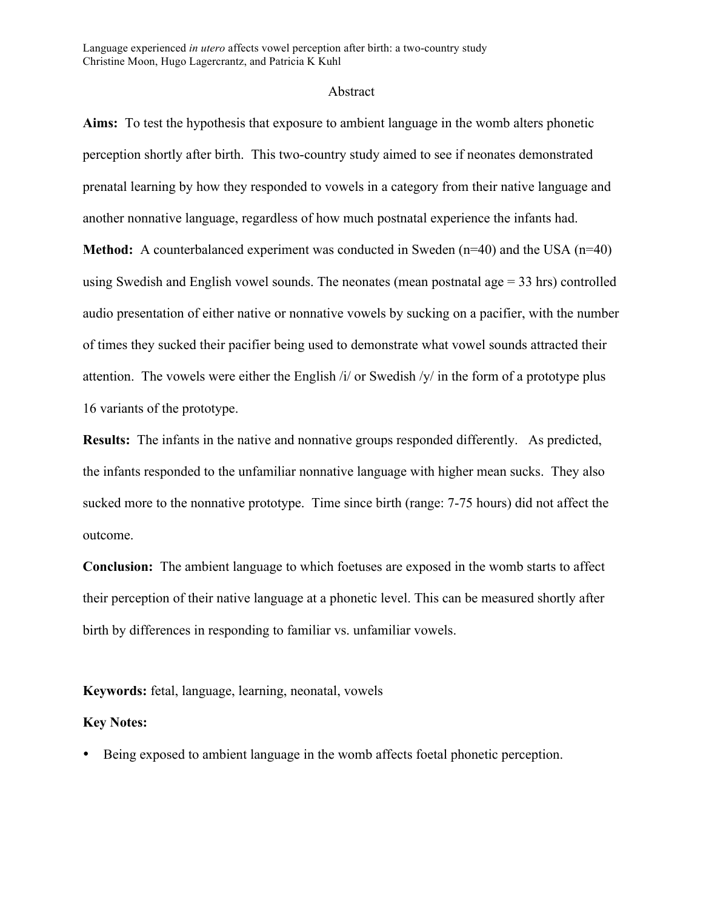Language experienced *in utero* affects vowel perception after birth: a two-country study
Christine Moon, Hugo Lagercrantz, and Patricia K Kuhl

## Abstract

**Aims:** To test the hypothesis that exposure to ambient language in the womb alters phonetic perception shortly after birth. This two-country study aimed to see if neonates demonstrated prenatal learning by how they responded to vowels in a category from their native language and another nonnative language, regardless of how much postnatal experience the infants had.

**Method:** A counterbalanced experiment was conducted in Sweden (n=40) and the USA (n=40) using Swedish and English vowel sounds. The neonates (mean postnatal age = 33 hrs) controlled audio presentation of either native or nonnative vowels by sucking on a pacifier, with the number of times they sucked their pacifier being used to demonstrate what vowel sounds attracted their attention. The vowels were either the English /i/ or Swedish /y/ in the form of a prototype plus 16 variants of the prototype.

**Results:** The infants in the native and nonnative groups responded differently. As predicted, the infants responded to the unfamiliar nonnative language with higher mean sucks. They also sucked more to the nonnative prototype. Time since birth (range: 7-75 hours) did not affect the outcome.

**Conclusion:** The ambient language to which foetuses are exposed in the womb starts to affect their perception of their native language at a phonetic level. This can be measured shortly after birth by differences in responding to familiar vs. unfamiliar vowels.

**Keywords:** fetal, language, learning, neonatal, vowels

**Key Notes:**

- Being exposed to ambient language in the womb affects foetal phonetic perception.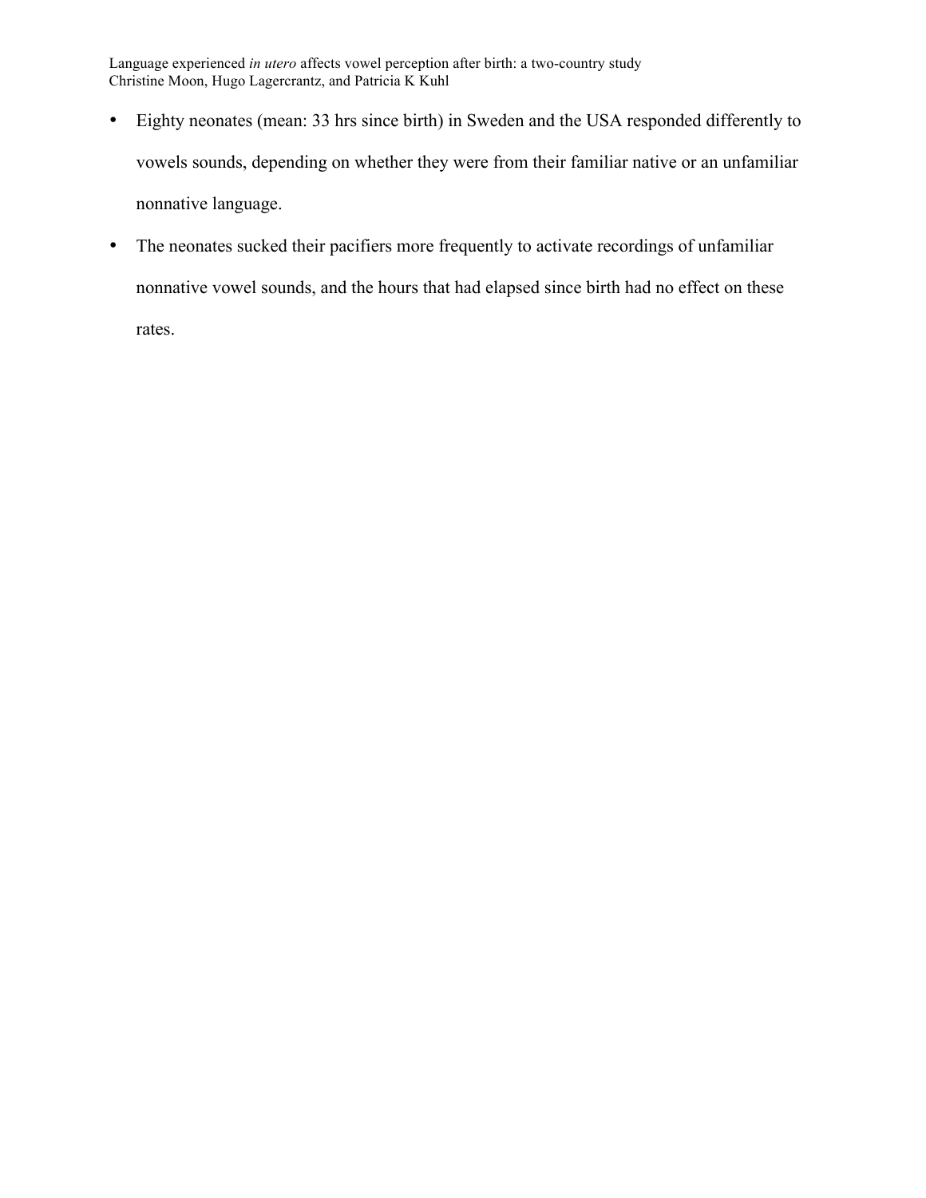- Eighty neonates (mean: 33 hrs since birth) in Sweden and the USA responded differently to vowels sounds, depending on whether they were from their familiar native or an unfamiliar nonnative language.
- The neonates sucked their pacifiers more frequently to activate recordings of unfamiliar nonnative vowel sounds, and the hours that had elapsed since birth had no effect on these rates.